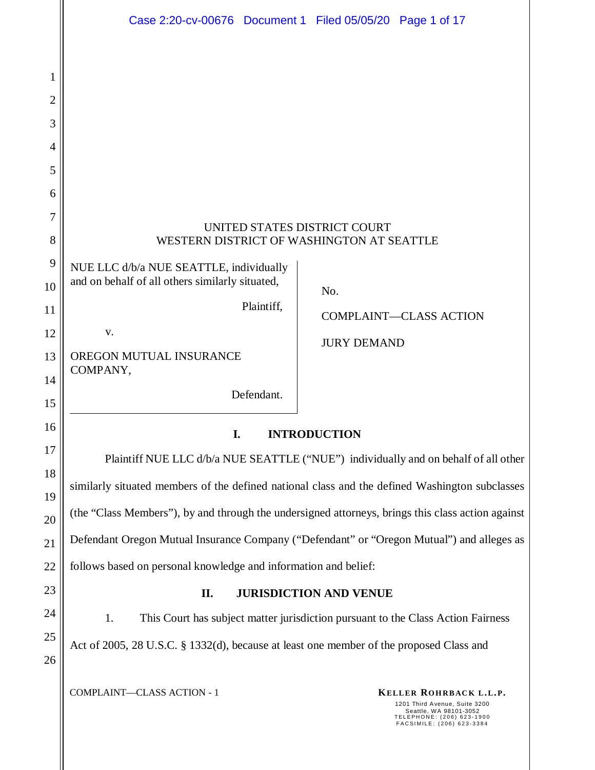UNITED STATES DISTRICT COURT
WESTERN DISTRICT OF WASHINGTON AT SEATTLE

| | |
|---|---|
| NUE LLC d/b/a NUE SEATTLE, individually and on behalf of all others similarly situated,<br><br>Plaintiff,<br><br>v.<br><br>OREGON MUTUAL INSURANCE COMPANY,<br><br>Defendant. | No.<br><br>COMPLAINT—CLASS ACTION<br><br>JURY DEMAND |

## I. INTRODUCTION

Plaintiff NUE LLC d/b/a NUE SEATTLE ("NUE") individually and on behalf of all other similarly situated members of the defined national class and the defined Washington subclasses (the "Class Members"), by and through the undersigned attorneys, brings this class action against Defendant Oregon Mutual Insurance Company ("Defendant" or "Oregon Mutual") and alleges as follows based on personal knowledge and information and belief:

## II. JURISDICTION AND VENUE

1. This Court has subject matter jurisdiction pursuant to the Class Action Fairness Act of 2005, 28 U.S.C. § 1332(d), because at least one member of the proposed Class and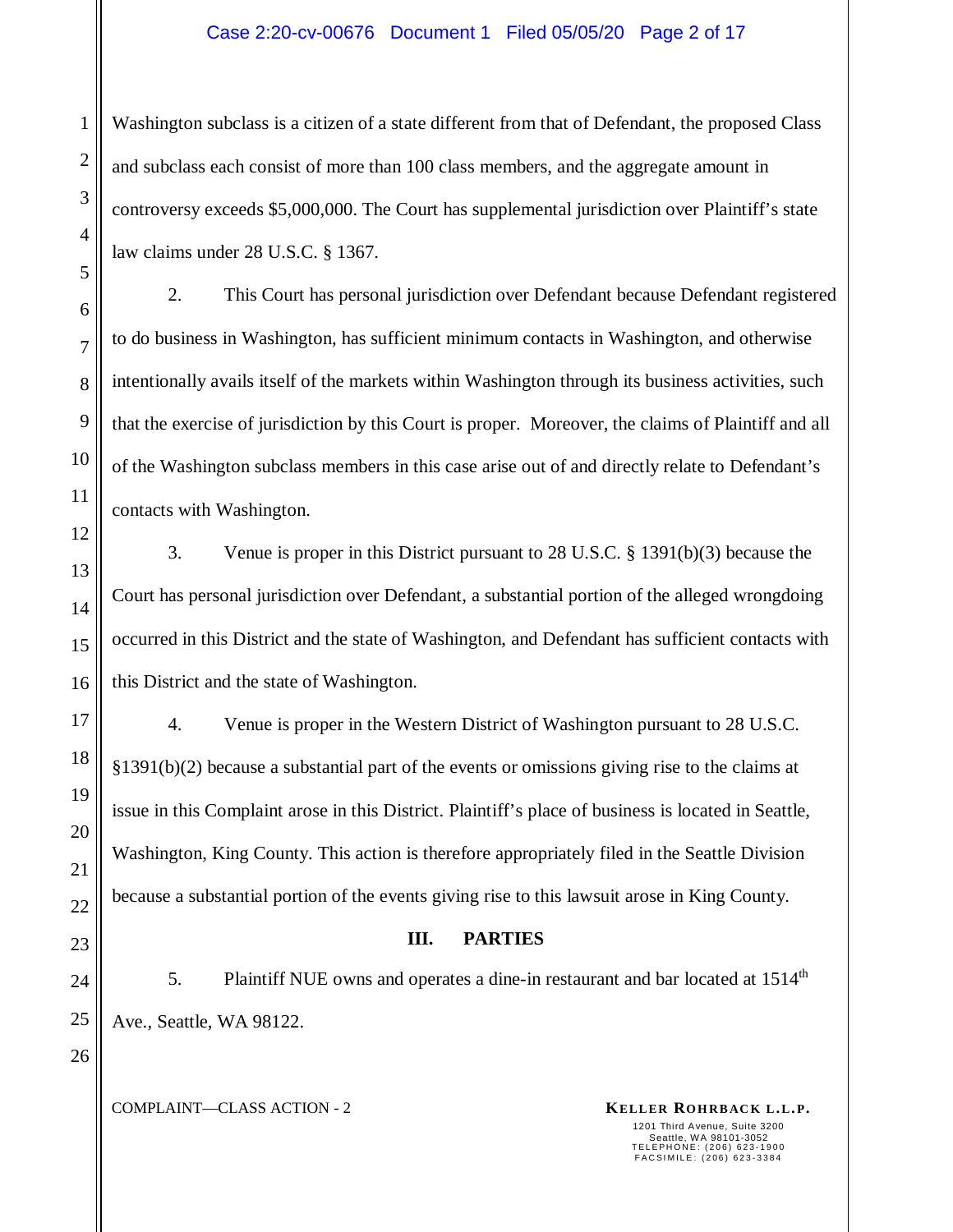Washington subclass is a citizen of a state different from that of Defendant, the proposed Class and subclass each consist of more than 100 class members, and the aggregate amount in controversy exceeds $5,000,000. The Court has supplemental jurisdiction over Plaintiff's state law claims under 28 U.S.C. § 1367.

2. This Court has personal jurisdiction over Defendant because Defendant registered to do business in Washington, has sufficient minimum contacts in Washington, and otherwise intentionally avails itself of the markets within Washington through its business activities, such that the exercise of jurisdiction by this Court is proper. Moreover, the claims of Plaintiff and all of the Washington subclass members in this case arise out of and directly relate to Defendant's contacts with Washington.

3. Venue is proper in this District pursuant to 28 U.S.C. § 1391(b)(3) because the Court has personal jurisdiction over Defendant, a substantial portion of the alleged wrongdoing occurred in this District and the state of Washington, and Defendant has sufficient contacts with this District and the state of Washington.

4. Venue is proper in the Western District of Washington pursuant to 28 U.S.C. §1391(b)(2) because a substantial part of the events or omissions giving rise to the claims at issue in this Complaint arose in this District. Plaintiff's place of business is located in Seattle, Washington, King County. This action is therefore appropriately filed in the Seattle Division because a substantial portion of the events giving rise to this lawsuit arose in King County.

## III. PARTIES

5. Plaintiff NUE owns and operates a dine-in restaurant and bar located at 1514th Ave., Seattle, WA 98122.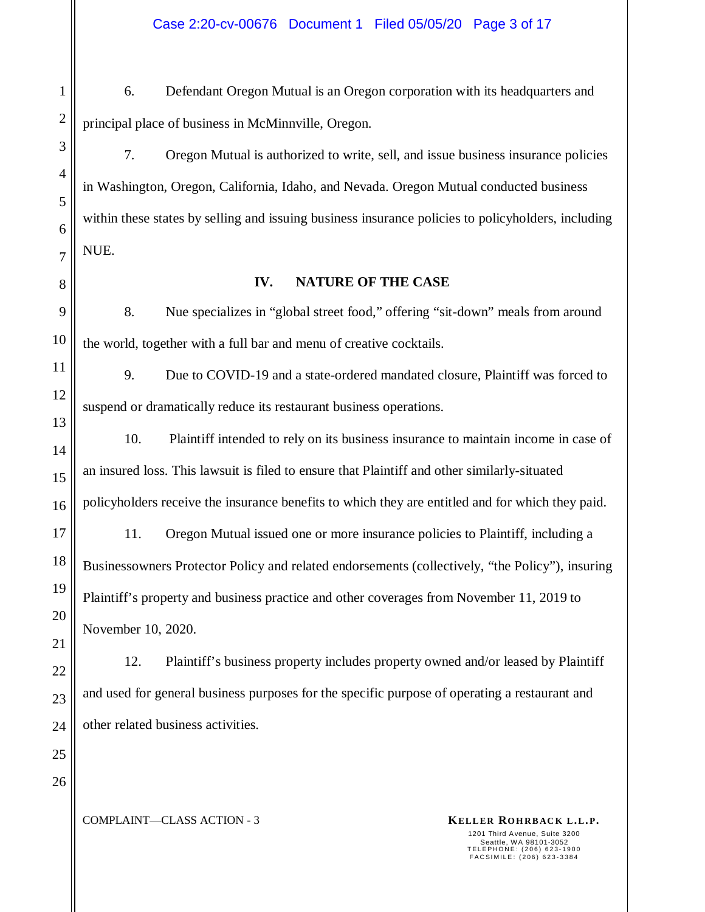6. Defendant Oregon Mutual is an Oregon corporation with its headquarters and principal place of business in McMinnville, Oregon.

7. Oregon Mutual is authorized to write, sell, and issue business insurance policies in Washington, Oregon, California, Idaho, and Nevada. Oregon Mutual conducted business within these states by selling and issuing business insurance policies to policyholders, including NUE.

## IV. NATURE OF THE CASE

8. Nue specializes in "global street food," offering "sit-down" meals from around the world, together with a full bar and menu of creative cocktails.

9. Due to COVID-19 and a state-ordered mandated closure, Plaintiff was forced to suspend or dramatically reduce its restaurant business operations.

10. Plaintiff intended to rely on its business insurance to maintain income in case of an insured loss. This lawsuit is filed to ensure that Plaintiff and other similarly-situated policyholders receive the insurance benefits to which they are entitled and for which they paid.

11. Oregon Mutual issued one or more insurance policies to Plaintiff, including a Businessowners Protector Policy and related endorsements (collectively, "the Policy"), insuring Plaintiff's property and business practice and other coverages from November 11, 2019 to November 10, 2020.

12. Plaintiff's business property includes property owned and/or leased by Plaintiff and used for general business purposes for the specific purpose of operating a restaurant and other related business activities.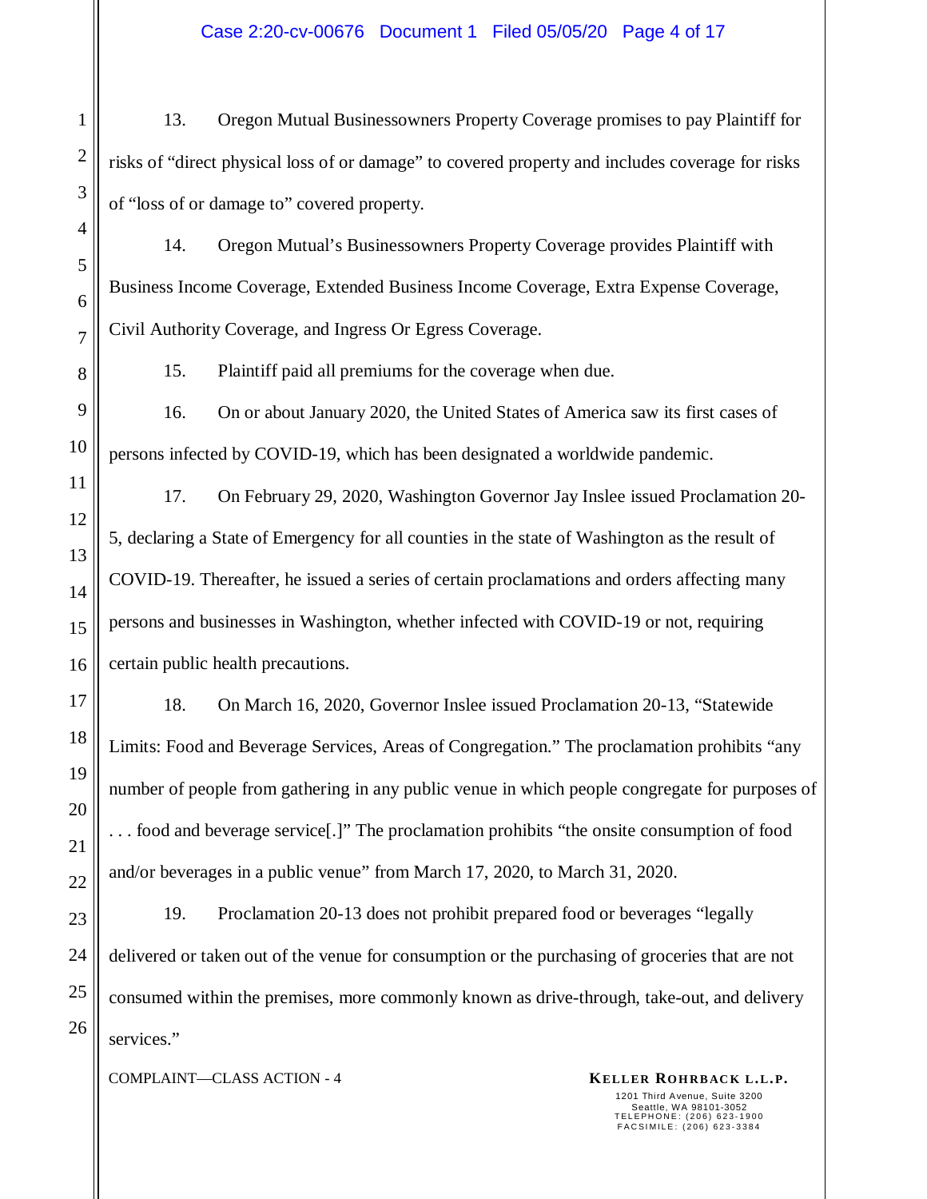13. Oregon Mutual Businessowners Property Coverage promises to pay Plaintiff for risks of "direct physical loss of or damage" to covered property and includes coverage for risks of "loss of or damage to" covered property.

14. Oregon Mutual's Businessowners Property Coverage provides Plaintiff with Business Income Coverage, Extended Business Income Coverage, Extra Expense Coverage, Civil Authority Coverage, and Ingress Or Egress Coverage.

15. Plaintiff paid all premiums for the coverage when due.

16. On or about January 2020, the United States of America saw its first cases of persons infected by COVID-19, which has been designated a worldwide pandemic.

17. On February 29, 2020, Washington Governor Jay Inslee issued Proclamation 20-5, declaring a State of Emergency for all counties in the state of Washington as the result of COVID-19. Thereafter, he issued a series of certain proclamations and orders affecting many persons and businesses in Washington, whether infected with COVID-19 or not, requiring certain public health precautions.

18. On March 16, 2020, Governor Inslee issued Proclamation 20-13, "Statewide Limits: Food and Beverage Services, Areas of Congregation." The proclamation prohibits "any number of people from gathering in any public venue in which people congregate for purposes of . . . food and beverage service[.]" The proclamation prohibits "the onsite consumption of food and/or beverages in a public venue" from March 17, 2020, to March 31, 2020.

19. Proclamation 20-13 does not prohibit prepared food or beverages "legally delivered or taken out of the venue for consumption or the purchasing of groceries that are not consumed within the premises, more commonly known as drive-through, take-out, and delivery services."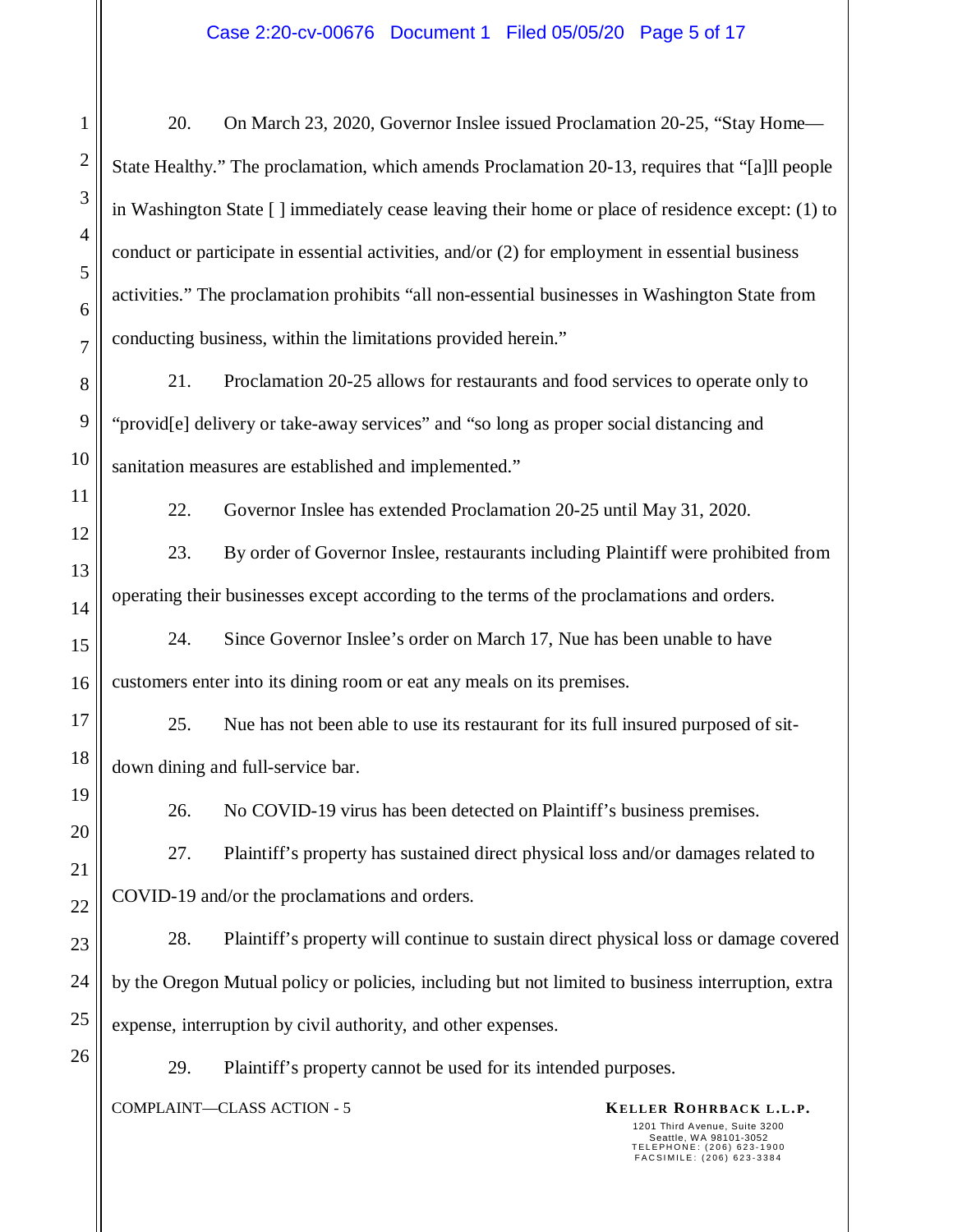20. On March 23, 2020, Governor Inslee issued Proclamation 20-25, "Stay Home—State Healthy." The proclamation, which amends Proclamation 20-13, requires that "[a]ll people in Washington State [ ] immediately cease leaving their home or place of residence except: (1) to conduct or participate in essential activities, and/or (2) for employment in essential business activities." The proclamation prohibits "all non-essential businesses in Washington State from conducting business, within the limitations provided herein."

21. Proclamation 20-25 allows for restaurants and food services to operate only to "provid[e] delivery or take-away services" and "so long as proper social distancing and sanitation measures are established and implemented."

22. Governor Inslee has extended Proclamation 20-25 until May 31, 2020.

23. By order of Governor Inslee, restaurants including Plaintiff were prohibited from operating their businesses except according to the terms of the proclamations and orders.

24. Since Governor Inslee's order on March 17, Nue has been unable to have customers enter into its dining room or eat any meals on its premises.

25. Nue has not been able to use its restaurant for its full insured purposed of sit-down dining and full-service bar.

26. No COVID-19 virus has been detected on Plaintiff's business premises.

27. Plaintiff's property has sustained direct physical loss and/or damages related to COVID-19 and/or the proclamations and orders.

28. Plaintiff's property will continue to sustain direct physical loss or damage covered by the Oregon Mutual policy or policies, including but not limited to business interruption, extra expense, interruption by civil authority, and other expenses.

29. Plaintiff's property cannot be used for its intended purposes.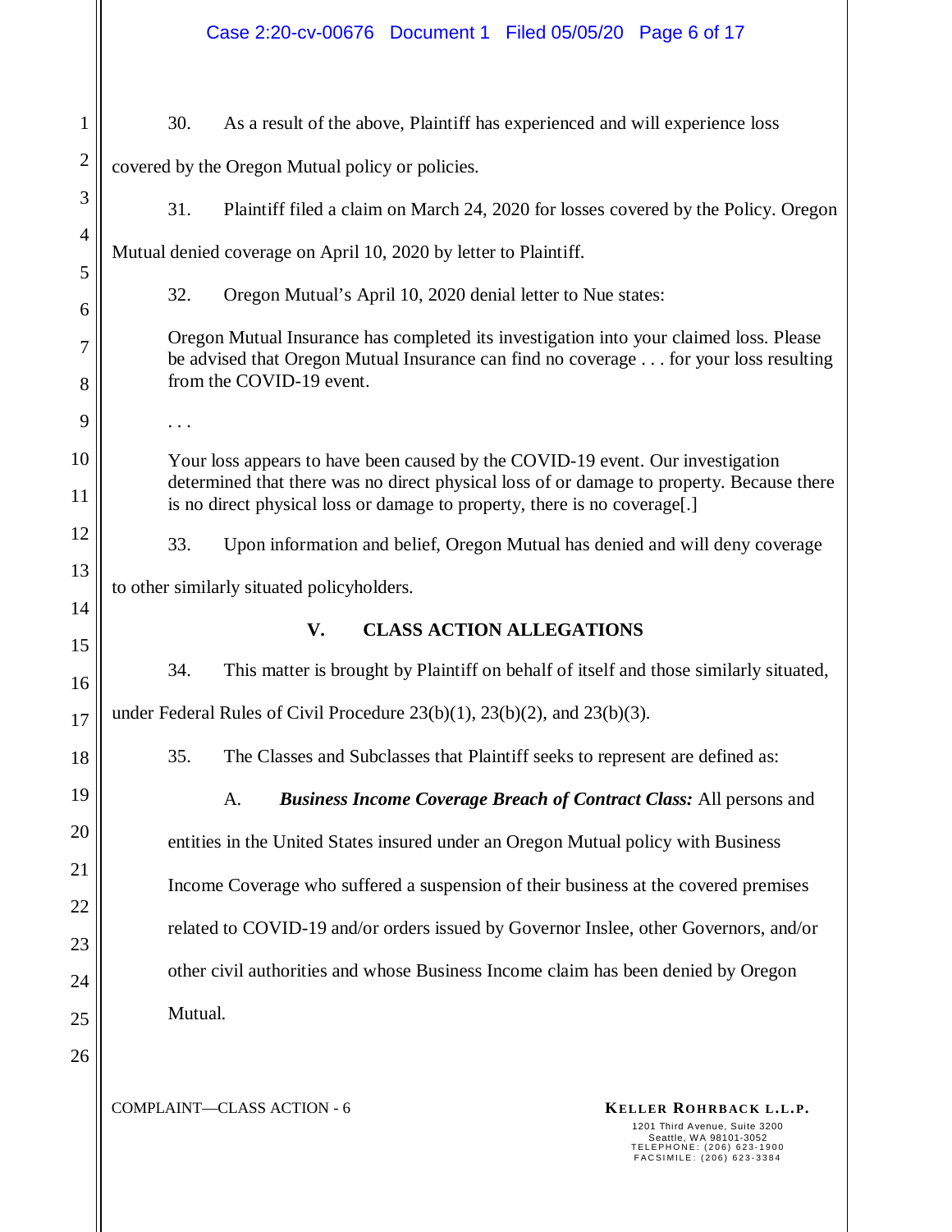30. As a result of the above, Plaintiff has experienced and will experience loss covered by the Oregon Mutual policy or policies.

31. Plaintiff filed a claim on March 24, 2020 for losses covered by the Policy. Oregon Mutual denied coverage on April 10, 2020 by letter to Plaintiff.

32. Oregon Mutual's April 10, 2020 denial letter to Nue states:

> Oregon Mutual Insurance has completed its investigation into your claimed loss. Please be advised that Oregon Mutual Insurance can find no coverage . . . for your loss resulting from the COVID-19 event.
>
> . . .
>
> Your loss appears to have been caused by the COVID-19 event. Our investigation determined that there was no direct physical loss of or damage to property. Because there is no direct physical loss or damage to property, there is no coverage[.]

33. Upon information and belief, Oregon Mutual has denied and will deny coverage to other similarly situated policyholders.

## V. CLASS ACTION ALLEGATIONS

34. This matter is brought by Plaintiff on behalf of itself and those similarly situated, under Federal Rules of Civil Procedure 23(b)(1), 23(b)(2), and 23(b)(3).

35. The Classes and Subclasses that Plaintiff seeks to represent are defined as:

A. ***Business Income Coverage Breach of Contract Class:*** All persons and entities in the United States insured under an Oregon Mutual policy with Business Income Coverage who suffered a suspension of their business at the covered premises related to COVID-19 and/or orders issued by Governor Inslee, other Governors, and/or other civil authorities and whose Business Income claim has been denied by Oregon Mutual.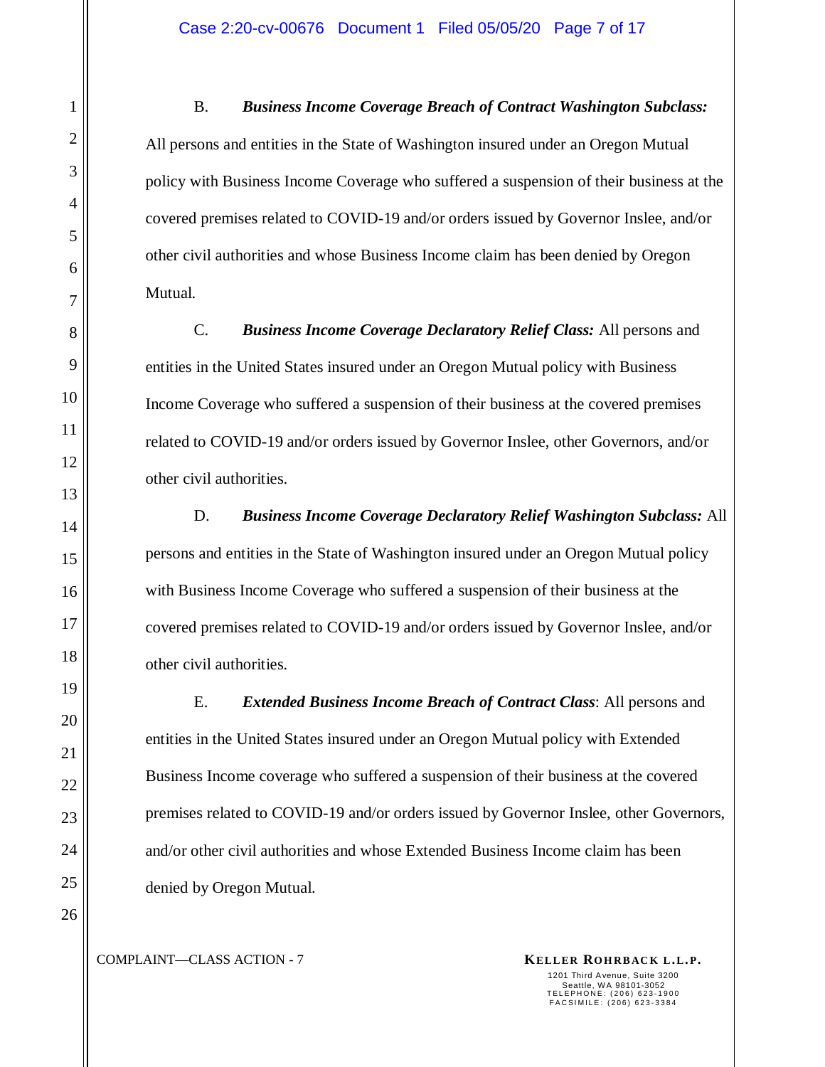B. ***Business Income Coverage Breach of Contract Washington Subclass:*** All persons and entities in the State of Washington insured under an Oregon Mutual policy with Business Income Coverage who suffered a suspension of their business at the covered premises related to COVID-19 and/or orders issued by Governor Inslee, and/or other civil authorities and whose Business Income claim has been denied by Oregon Mutual.

C. ***Business Income Coverage Declaratory Relief Class:*** All persons and entities in the United States insured under an Oregon Mutual policy with Business Income Coverage who suffered a suspension of their business at the covered premises related to COVID-19 and/or orders issued by Governor Inslee, other Governors, and/or other civil authorities.

D. ***Business Income Coverage Declaratory Relief Washington Subclass:*** All persons and entities in the State of Washington insured under an Oregon Mutual policy with Business Income Coverage who suffered a suspension of their business at the covered premises related to COVID-19 and/or orders issued by Governor Inslee, and/or other civil authorities.

E. ***Extended Business Income Breach of Contract Class***: All persons and entities in the United States insured under an Oregon Mutual policy with Extended Business Income coverage who suffered a suspension of their business at the covered premises related to COVID-19 and/or orders issued by Governor Inslee, other Governors, and/or other civil authorities and whose Extended Business Income claim has been denied by Oregon Mutual.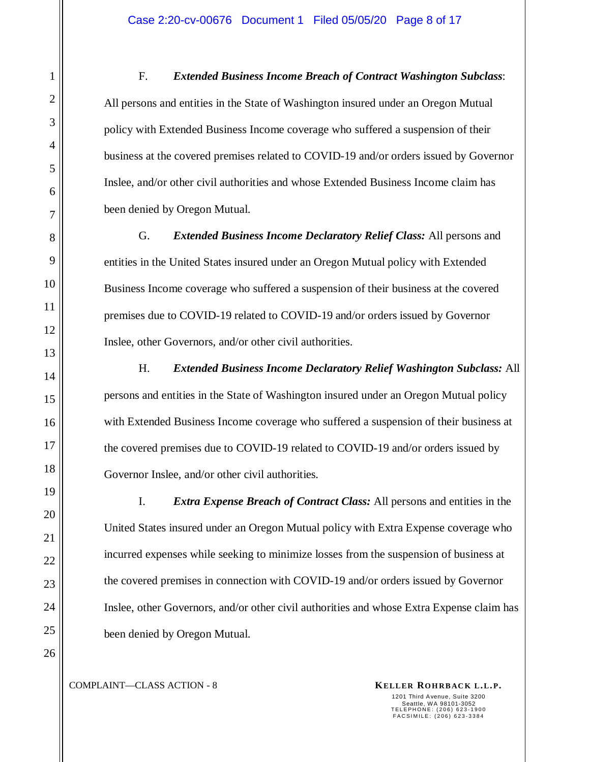F. ***Extended Business Income Breach of Contract Washington Subclass***: All persons and entities in the State of Washington insured under an Oregon Mutual policy with Extended Business Income coverage who suffered a suspension of their business at the covered premises related to COVID-19 and/or orders issued by Governor Inslee, and/or other civil authorities and whose Extended Business Income claim has been denied by Oregon Mutual.

G. ***Extended Business Income Declaratory Relief Class:*** All persons and entities in the United States insured under an Oregon Mutual policy with Extended Business Income coverage who suffered a suspension of their business at the covered premises due to COVID-19 related to COVID-19 and/or orders issued by Governor Inslee, other Governors, and/or other civil authorities.

H. ***Extended Business Income Declaratory Relief Washington Subclass:*** All persons and entities in the State of Washington insured under an Oregon Mutual policy with Extended Business Income coverage who suffered a suspension of their business at the covered premises due to COVID-19 related to COVID-19 and/or orders issued by Governor Inslee, and/or other civil authorities.

I. ***Extra Expense Breach of Contract Class:*** All persons and entities in the United States insured under an Oregon Mutual policy with Extra Expense coverage who incurred expenses while seeking to minimize losses from the suspension of business at the covered premises in connection with COVID-19 and/or orders issued by Governor Inslee, other Governors, and/or other civil authorities and whose Extra Expense claim has been denied by Oregon Mutual.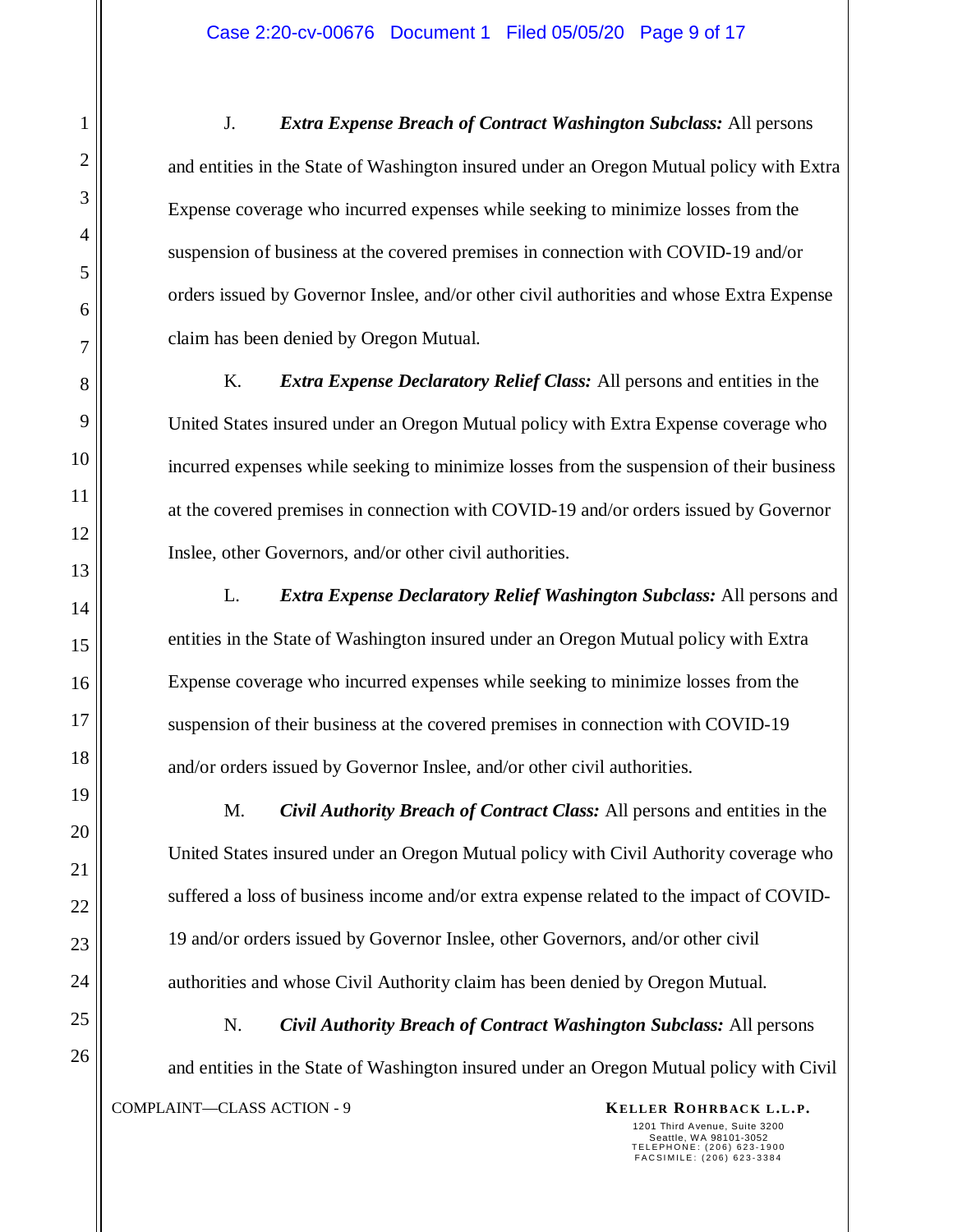J. ***Extra Expense Breach of Contract Washington Subclass:*** All persons and entities in the State of Washington insured under an Oregon Mutual policy with Extra Expense coverage who incurred expenses while seeking to minimize losses from the suspension of business at the covered premises in connection with COVID-19 and/or orders issued by Governor Inslee, and/or other civil authorities and whose Extra Expense claim has been denied by Oregon Mutual.

K. ***Extra Expense Declaratory Relief Class:*** All persons and entities in the United States insured under an Oregon Mutual policy with Extra Expense coverage who incurred expenses while seeking to minimize losses from the suspension of their business at the covered premises in connection with COVID-19 and/or orders issued by Governor Inslee, other Governors, and/or other civil authorities.

L. ***Extra Expense Declaratory Relief Washington Subclass:*** All persons and entities in the State of Washington insured under an Oregon Mutual policy with Extra Expense coverage who incurred expenses while seeking to minimize losses from the suspension of their business at the covered premises in connection with COVID-19 and/or orders issued by Governor Inslee, and/or other civil authorities.

M. ***Civil Authority Breach of Contract Class:*** All persons and entities in the United States insured under an Oregon Mutual policy with Civil Authority coverage who suffered a loss of business income and/or extra expense related to the impact of COVID-19 and/or orders issued by Governor Inslee, other Governors, and/or other civil authorities and whose Civil Authority claim has been denied by Oregon Mutual.

N. ***Civil Authority Breach of Contract Washington Subclass:*** All persons and entities in the State of Washington insured under an Oregon Mutual policy with Civil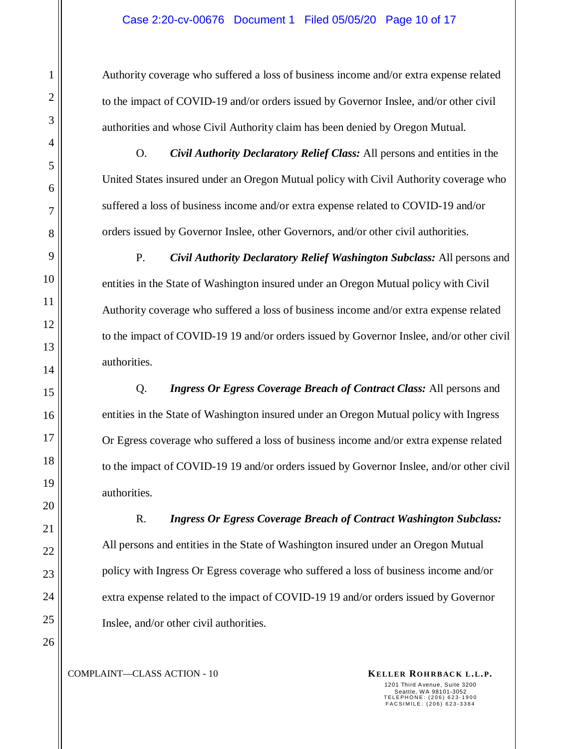Authority coverage who suffered a loss of business income and/or extra expense related to the impact of COVID-19 and/or orders issued by Governor Inslee, and/or other civil authorities and whose Civil Authority claim has been denied by Oregon Mutual.

O. ***Civil Authority Declaratory Relief Class:*** All persons and entities in the United States insured under an Oregon Mutual policy with Civil Authority coverage who suffered a loss of business income and/or extra expense related to COVID-19 and/or orders issued by Governor Inslee, other Governors, and/or other civil authorities.

P. ***Civil Authority Declaratory Relief Washington Subclass:*** All persons and entities in the State of Washington insured under an Oregon Mutual policy with Civil Authority coverage who suffered a loss of business income and/or extra expense related to the impact of COVID-19 19 and/or orders issued by Governor Inslee, and/or other civil authorities.

Q. ***Ingress Or Egress Coverage Breach of Contract Class:*** All persons and entities in the State of Washington insured under an Oregon Mutual policy with Ingress Or Egress coverage who suffered a loss of business income and/or extra expense related to the impact of COVID-19 19 and/or orders issued by Governor Inslee, and/or other civil authorities.

R. ***Ingress Or Egress Coverage Breach of Contract Washington Subclass:*** All persons and entities in the State of Washington insured under an Oregon Mutual policy with Ingress Or Egress coverage who suffered a loss of business income and/or extra expense related to the impact of COVID-19 19 and/or orders issued by Governor Inslee, and/or other civil authorities.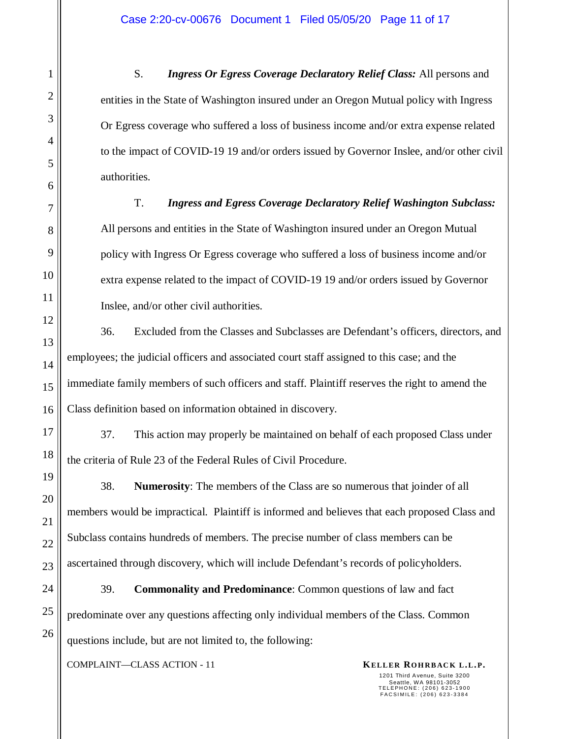S. ***Ingress Or Egress Coverage Declaratory Relief Class:*** All persons and entities in the State of Washington insured under an Oregon Mutual policy with Ingress Or Egress coverage who suffered a loss of business income and/or extra expense related to the impact of COVID-19 19 and/or orders issued by Governor Inslee, and/or other civil authorities.

T. ***Ingress and Egress Coverage Declaratory Relief Washington Subclass:*** All persons and entities in the State of Washington insured under an Oregon Mutual policy with Ingress Or Egress coverage who suffered a loss of business income and/or extra expense related to the impact of COVID-19 19 and/or orders issued by Governor Inslee, and/or other civil authorities.

36. Excluded from the Classes and Subclasses are Defendant's officers, directors, and employees; the judicial officers and associated court staff assigned to this case; and the immediate family members of such officers and staff. Plaintiff reserves the right to amend the Class definition based on information obtained in discovery.

37. This action may properly be maintained on behalf of each proposed Class under the criteria of Rule 23 of the Federal Rules of Civil Procedure.

38. **Numerosity**: The members of the Class are so numerous that joinder of all members would be impractical. Plaintiff is informed and believes that each proposed Class and Subclass contains hundreds of members. The precise number of class members can be ascertained through discovery, which will include Defendant's records of policyholders.

39. **Commonality and Predominance**: Common questions of law and fact predominate over any questions affecting only individual members of the Class. Common questions include, but are not limited to, the following: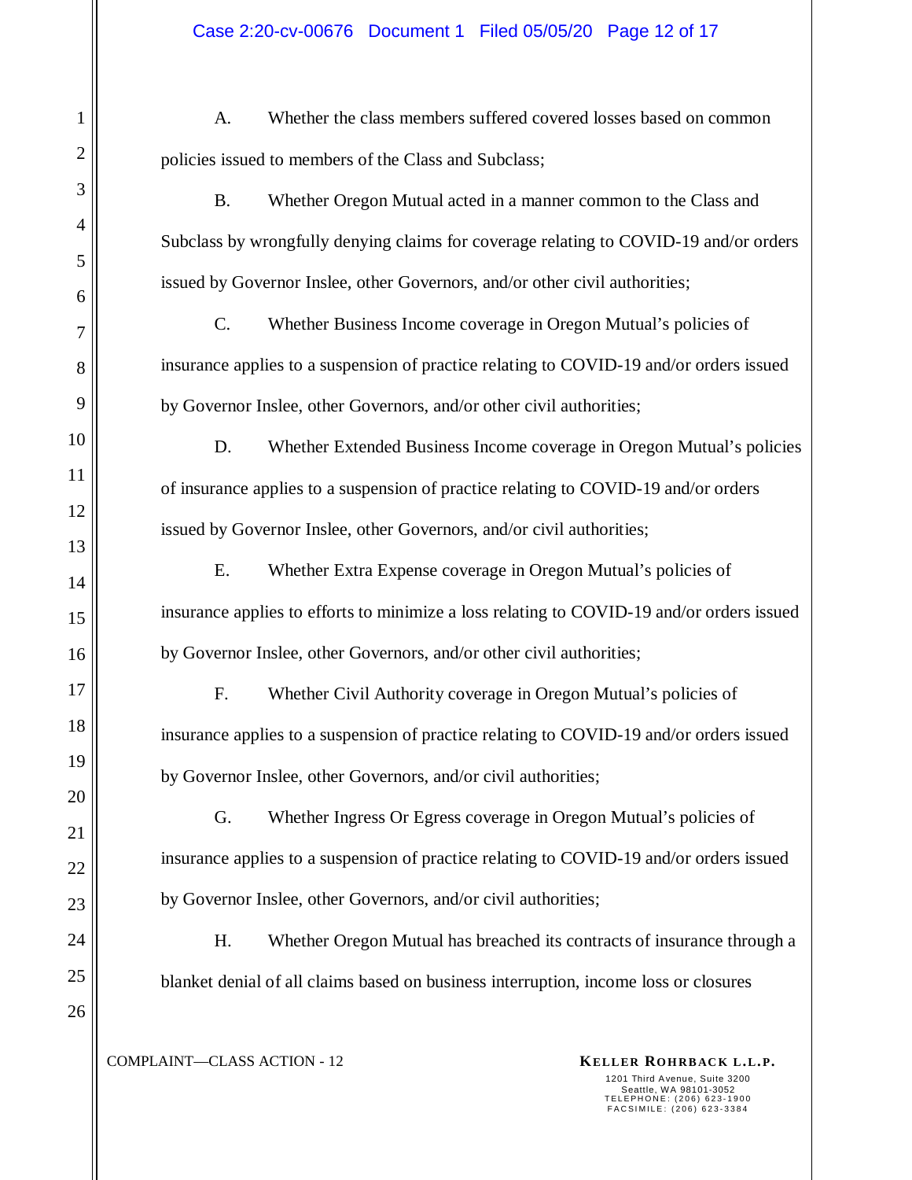A. Whether the class members suffered covered losses based on common policies issued to members of the Class and Subclass;

B. Whether Oregon Mutual acted in a manner common to the Class and Subclass by wrongfully denying claims for coverage relating to COVID-19 and/or orders issued by Governor Inslee, other Governors, and/or other civil authorities;

C. Whether Business Income coverage in Oregon Mutual's policies of insurance applies to a suspension of practice relating to COVID-19 and/or orders issued by Governor Inslee, other Governors, and/or other civil authorities;

D. Whether Extended Business Income coverage in Oregon Mutual's policies of insurance applies to a suspension of practice relating to COVID-19 and/or orders issued by Governor Inslee, other Governors, and/or civil authorities;

E. Whether Extra Expense coverage in Oregon Mutual's policies of insurance applies to efforts to minimize a loss relating to COVID-19 and/or orders issued by Governor Inslee, other Governors, and/or other civil authorities;

F. Whether Civil Authority coverage in Oregon Mutual's policies of insurance applies to a suspension of practice relating to COVID-19 and/or orders issued by Governor Inslee, other Governors, and/or civil authorities;

G. Whether Ingress Or Egress coverage in Oregon Mutual's policies of insurance applies to a suspension of practice relating to COVID-19 and/or orders issued by Governor Inslee, other Governors, and/or civil authorities;

H. Whether Oregon Mutual has breached its contracts of insurance through a blanket denial of all claims based on business interruption, income loss or closures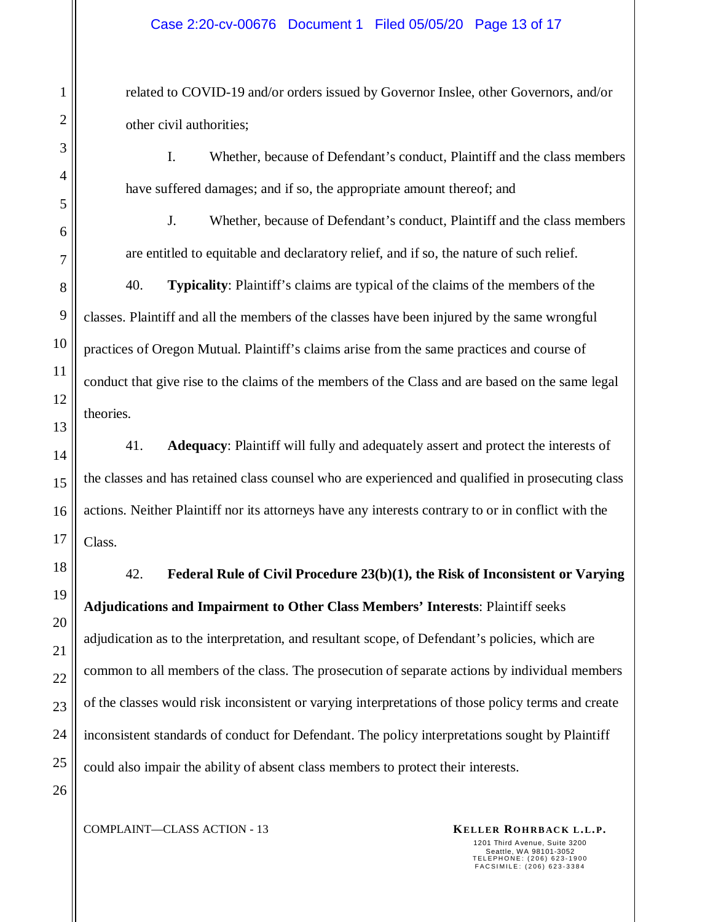related to COVID-19 and/or orders issued by Governor Inslee, other Governors, and/or other civil authorities;

I. Whether, because of Defendant's conduct, Plaintiff and the class members have suffered damages; and if so, the appropriate amount thereof; and

J. Whether, because of Defendant's conduct, Plaintiff and the class members are entitled to equitable and declaratory relief, and if so, the nature of such relief.

40. **Typicality**: Plaintiff's claims are typical of the claims of the members of the classes. Plaintiff and all the members of the classes have been injured by the same wrongful practices of Oregon Mutual. Plaintiff's claims arise from the same practices and course of conduct that give rise to the claims of the members of the Class and are based on the same legal theories.

41. **Adequacy**: Plaintiff will fully and adequately assert and protect the interests of the classes and has retained class counsel who are experienced and qualified in prosecuting class actions. Neither Plaintiff nor its attorneys have any interests contrary to or in conflict with the Class.

42. **Federal Rule of Civil Procedure 23(b)(1), the Risk of Inconsistent or Varying Adjudications and Impairment to Other Class Members' Interests**: Plaintiff seeks adjudication as to the interpretation, and resultant scope, of Defendant's policies, which are common to all members of the class. The prosecution of separate actions by individual members of the classes would risk inconsistent or varying interpretations of those policy terms and create inconsistent standards of conduct for Defendant. The policy interpretations sought by Plaintiff could also impair the ability of absent class members to protect their interests.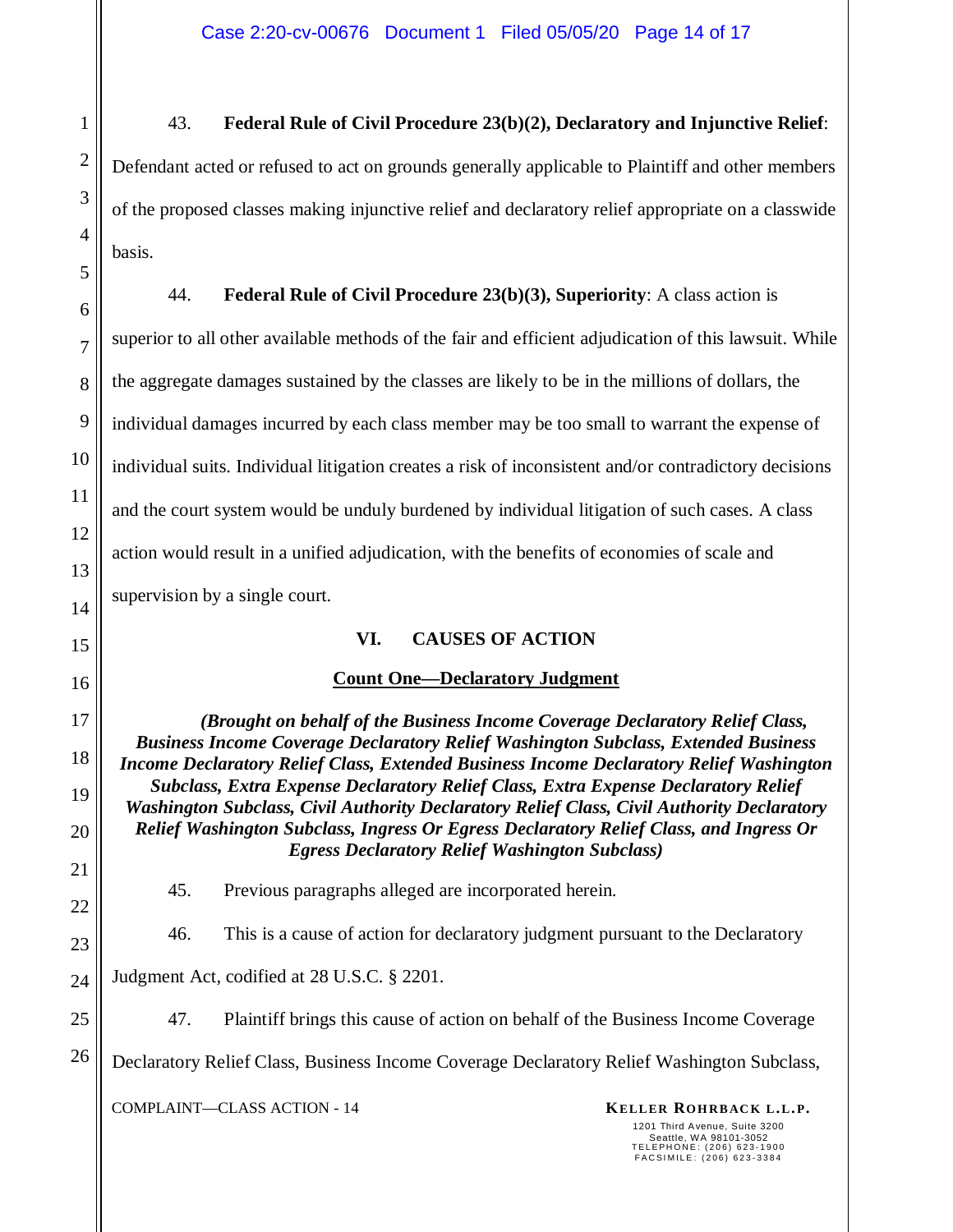43. **Federal Rule of Civil Procedure 23(b)(2), Declaratory and Injunctive Relief**: Defendant acted or refused to act on grounds generally applicable to Plaintiff and other members of the proposed classes making injunctive relief and declaratory relief appropriate on a classwide basis.

44. **Federal Rule of Civil Procedure 23(b)(3), Superiority**: A class action is superior to all other available methods of the fair and efficient adjudication of this lawsuit. While the aggregate damages sustained by the classes are likely to be in the millions of dollars, the individual damages incurred by each class member may be too small to warrant the expense of individual suits. Individual litigation creates a risk of inconsistent and/or contradictory decisions and the court system would be unduly burdened by individual litigation of such cases. A class action would result in a unified adjudication, with the benefits of economies of scale and supervision by a single court.

## VI. CAUSES OF ACTION

### Count One—Declaratory Judgment

***(Brought on behalf of the Business Income Coverage Declaratory Relief Class, Business Income Coverage Declaratory Relief Washington Subclass, Extended Business Income Declaratory Relief Class, Extended Business Income Declaratory Relief Washington Subclass, Extra Expense Declaratory Relief Class, Extra Expense Declaratory Relief Washington Subclass, Civil Authority Declaratory Relief Class, Civil Authority Declaratory Relief Washington Subclass, Ingress Or Egress Declaratory Relief Class, and Ingress Or Egress Declaratory Relief Washington Subclass)***

45. Previous paragraphs alleged are incorporated herein.

46. This is a cause of action for declaratory judgment pursuant to the Declaratory Judgment Act, codified at 28 U.S.C. § 2201.

47. Plaintiff brings this cause of action on behalf of the Business Income Coverage Declaratory Relief Class, Business Income Coverage Declaratory Relief Washington Subclass,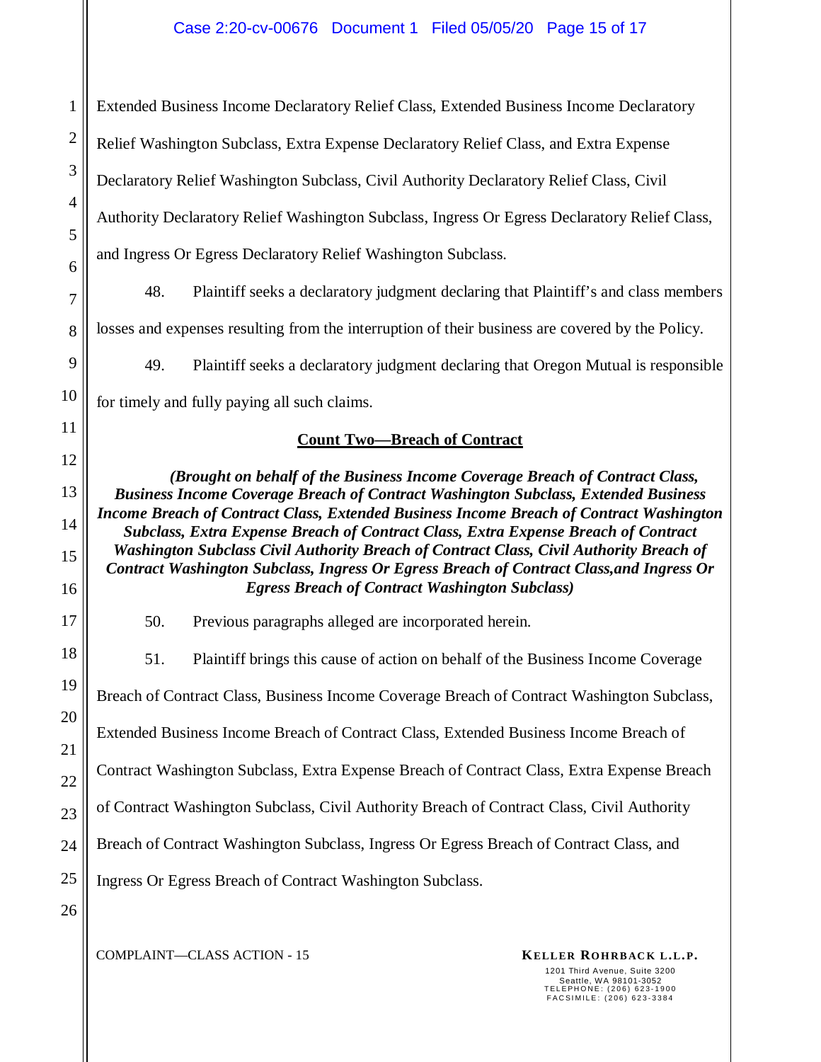Extended Business Income Declaratory Relief Class, Extended Business Income Declaratory Relief Washington Subclass, Extra Expense Declaratory Relief Class, and Extra Expense Declaratory Relief Washington Subclass, Civil Authority Declaratory Relief Class, Civil Authority Declaratory Relief Washington Subclass, Ingress Or Egress Declaratory Relief Class, and Ingress Or Egress Declaratory Relief Washington Subclass.

48. Plaintiff seeks a declaratory judgment declaring that Plaintiff's and class members losses and expenses resulting from the interruption of their business are covered by the Policy.

49. Plaintiff seeks a declaratory judgment declaring that Oregon Mutual is responsible for timely and fully paying all such claims.

**Count Two—Breach of Contract**

***(Brought on behalf of the Business Income Coverage Breach of Contract Class, Business Income Coverage Breach of Contract Washington Subclass, Extended Business Income Breach of Contract Class, Extended Business Income Breach of Contract Washington Subclass, Extra Expense Breach of Contract Class, Extra Expense Breach of Contract Washington Subclass Civil Authority Breach of Contract Class, Civil Authority Breach of Contract Washington Subclass, Ingress Or Egress Breach of Contract Class,and Ingress Or Egress Breach of Contract Washington Subclass)***

50. Previous paragraphs alleged are incorporated herein.

51. Plaintiff brings this cause of action on behalf of the Business Income Coverage Breach of Contract Class, Business Income Coverage Breach of Contract Washington Subclass, Extended Business Income Breach of Contract Class, Extended Business Income Breach of Contract Washington Subclass, Extra Expense Breach of Contract Class, Extra Expense Breach of Contract Washington Subclass, Civil Authority Breach of Contract Class, Civil Authority Breach of Contract Washington Subclass, Ingress Or Egress Breach of Contract Class, and Ingress Or Egress Breach of Contract Washington Subclass.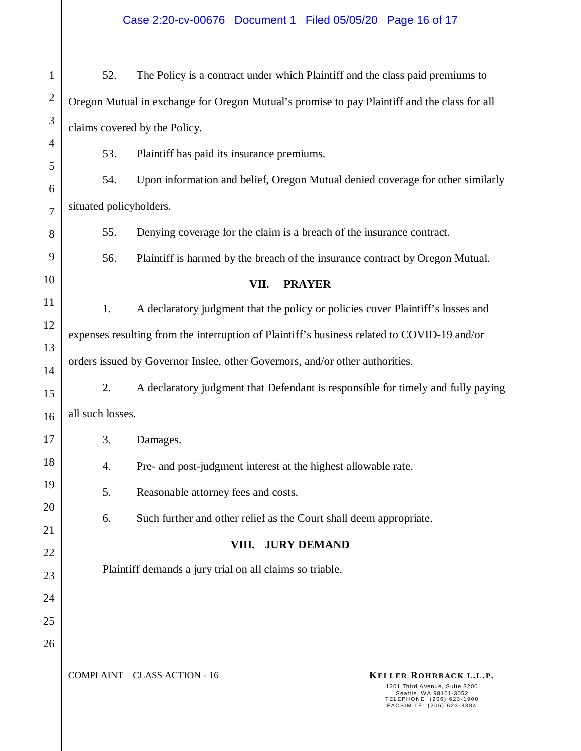52. The Policy is a contract under which Plaintiff and the class paid premiums to Oregon Mutual in exchange for Oregon Mutual's promise to pay Plaintiff and the class for all claims covered by the Policy.

53. Plaintiff has paid its insurance premiums.

54. Upon information and belief, Oregon Mutual denied coverage for other similarly situated policyholders.

55. Denying coverage for the claim is a breach of the insurance contract.

56. Plaintiff is harmed by the breach of the insurance contract by Oregon Mutual.

## VII. PRAYER

1. A declaratory judgment that the policy or policies cover Plaintiff's losses and expenses resulting from the interruption of Plaintiff's business related to COVID-19 and/or orders issued by Governor Inslee, other Governors, and/or other authorities.

2. A declaratory judgment that Defendant is responsible for timely and fully paying all such losses.

3. Damages.

4. Pre- and post-judgment interest at the highest allowable rate.

5. Reasonable attorney fees and costs.

6. Such further and other relief as the Court shall deem appropriate.

## VIII. JURY DEMAND

Plaintiff demands a jury trial on all claims so triable.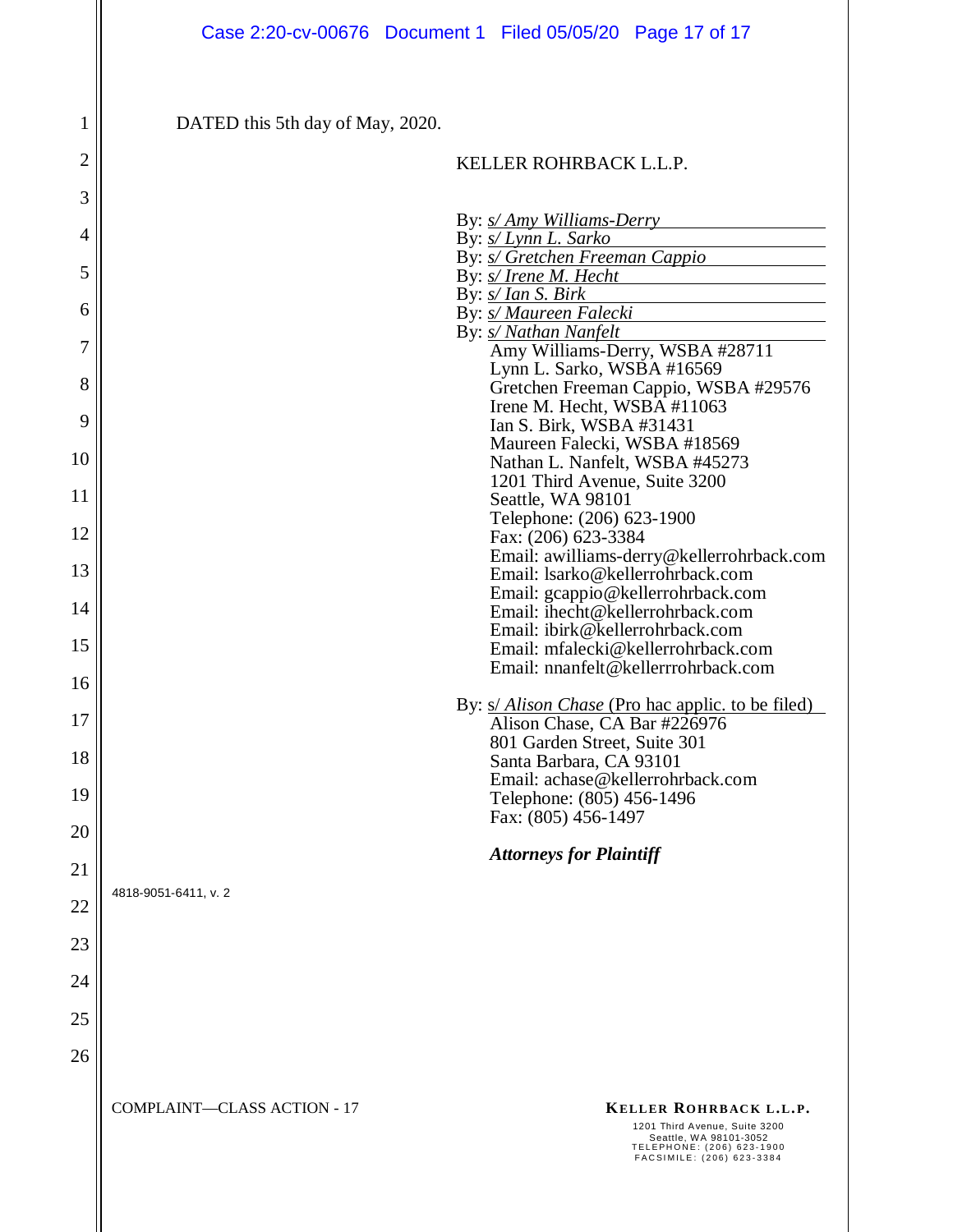DATED this 5th day of May, 2020.

KELLER ROHRBACK L.L.P.

By: *s/ Amy Williams-Derry*
By: *s/ Lynn L. Sarko*
By: *s/ Gretchen Freeman Cappio*
By: *s/ Irene M. Hecht*
By: *s/ Ian S. Birk*
By: *s/ Maureen Falecki*
By: *s/ Nathan Nanfelt*

Amy Williams-Derry, WSBA #28711
Lynn L. Sarko, WSBA #16569
Gretchen Freeman Cappio, WSBA #29576
Irene M. Hecht, WSBA #11063
Ian S. Birk, WSBA #31431
Maureen Falecki, WSBA #18569
Nathan L. Nanfelt, WSBA #45273
1201 Third Avenue, Suite 3200
Seattle, WA 98101
Telephone: (206) 623-1900
Fax: (206) 623-3384
Email: awilliams-derry@kellerrohrback.com
Email: lsarko@kellerrohrback.com
Email: gcappio@kellerrohrback.com
Email: ihecht@kellerrohrback.com
Email: ibirk@kellerrohrback.com
Email: mfalecki@kellerrohrback.com
Email: nnanfelt@kellerrrohrback.com

By: s/ *Alison Chase* (Pro hac applic. to be filed)

Alison Chase, CA Bar #226976
801 Garden Street, Suite 301
Santa Barbara, CA 93101
Email: achase@kellerrohrback.com
Telephone: (805) 456-1496
Fax: (805) 456-1497

***Attorneys for Plaintiff***

4818-9051-6411, v. 2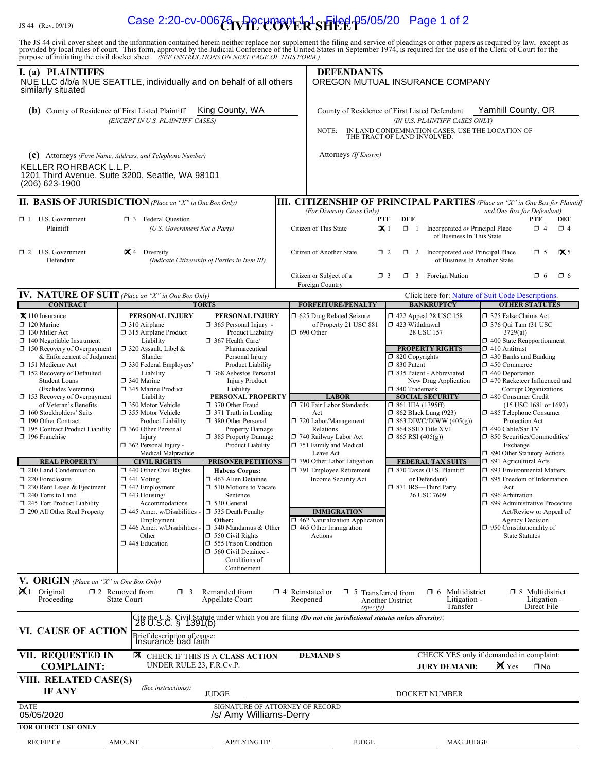JS 44 (Rev. 09/19)

# CIVIL COVER SHEET

The JS 44 civil cover sheet and the information contained herein neither replace nor supplement the filing and service of pleadings or other papers as required by law, except as provided by local rules of court. This form, approved by the Judicial Conference of the United States in September 1974, is required for the use of the Clerk of Court for the purpose of initiating the civil docket sheet. *(SEE INSTRUCTIONS ON NEXT PAGE OF THIS FORM.)*

## I. (a) PLAINTIFFS

NUE LLC d/b/a NUE SEATTLE, individually and on behalf of all others similarly situated

**DEFENDANTS**

OREGON MUTUAL INSURANCE COMPANY

**(b)** County of Residence of First Listed Plaintiff: King County, WA
*(EXCEPT IN U.S. PLAINTIFF CASES)*

County of Residence of First Listed Defendant: Yamhill County, OR
*(IN U.S. PLAINTIFF CASES ONLY)*

NOTE: IN LAND CONDEMNATION CASES, USE THE LOCATION OF THE TRACT OF LAND INVOLVED.

**(c)** Attorneys *(Firm Name, Address, and Telephone Number)*

KELLER ROHRBACK L.L.P.
1201 Third Avenue, Suite 3200, Seattle, WA 98101
(206) 623-1900

Attorneys *(If Known)*

## II. BASIS OF JURISDICTION *(Place an "X" in One Box Only)*

- ☐ 1 U.S. Government Plaintiff
- ☐ 3 Federal Question *(U.S. Government Not a Party)*
- ☐ 2 U.S. Government Defendant
- ☒ 4 Diversity *(Indicate Citizenship of Parties in Item III)*

## III. CITIZENSHIP OF PRINCIPAL PARTIES *(Place an "X" in One Box for Plaintiff and One Box for Defendant)* *(For Diversity Cases Only)*

| | PTF | DEF | | PTF | DEF |
|---|---|---|---|---|---|
| Citizen of This State | ☒ 1 | ☐ 1 | Incorporated *or* Principal Place of Business In This State | ☐ 4 | ☐ 4 |
| Citizen of Another State | ☐ 2 | ☐ 2 | Incorporated *and* Principal Place of Business In Another State | ☐ 5 | ☒ 5 |
| Citizen or Subject of a Foreign Country | ☐ 3 | ☐ 3 | Foreign Nation | ☐ 6 | ☐ 6 |

## IV. NATURE OF SUIT *(Place an "X" in One Box Only)*

Click here for: Nature of Suit Code Descriptions.

**CONTRACT**
- ☒ 110 Insurance
- ☐ 120 Marine
- ☐ 130 Miller Act
- ☐ 140 Negotiable Instrument
- ☐ 150 Recovery of Overpayment & Enforcement of Judgment
- ☐ 151 Medicare Act
- ☐ 152 Recovery of Defaulted Student Loans (Excludes Veterans)
- ☐ 153 Recovery of Overpayment of Veteran's Benefits
- ☐ 160 Stockholders' Suits
- ☐ 190 Other Contract
- ☐ 195 Contract Product Liability
- ☐ 196 Franchise

**REAL PROPERTY**
- ☐ 210 Land Condemnation
- ☐ 220 Foreclosure
- ☐ 230 Rent Lease & Ejectment
- ☐ 240 Torts to Land
- ☐ 245 Tort Product Liability
- ☐ 290 All Other Real Property

**TORTS — PERSONAL INJURY**
- ☐ 310 Airplane
- ☐ 315 Airplane Product Liability
- ☐ 320 Assault, Libel & Slander
- ☐ 330 Federal Employers' Liability
- ☐ 340 Marine
- ☐ 345 Marine Product Liability
- ☐ 350 Motor Vehicle
- ☐ 355 Motor Vehicle Product Liability
- ☐ 360 Other Personal Injury
- ☐ 362 Personal Injury - Medical Malpractice

**PERSONAL INJURY**
- ☐ 365 Personal Injury - Product Liability
- ☐ 367 Health Care/ Pharmaceutical Personal Injury Product Liability
- ☐ 368 Asbestos Personal Injury Product Liability

**PERSONAL PROPERTY**
- ☐ 370 Other Fraud
- ☐ 371 Truth in Lending
- ☐ 380 Other Personal Property Damage
- ☐ 385 Property Damage Product Liability

**CIVIL RIGHTS**
- ☐ 440 Other Civil Rights
- ☐ 441 Voting
- ☐ 442 Employment
- ☐ 443 Housing/ Accommodations
- ☐ 445 Amer. w/Disabilities - Employment
- ☐ 446 Amer. w/Disabilities - Other
- ☐ 448 Education

**PRISONER PETITIONS**

Habeas Corpus:
- ☐ 463 Alien Detainee
- ☐ 510 Motions to Vacate Sentence
- ☐ 530 General
- ☐ 535 Death Penalty

Other:
- ☐ 540 Mandamus & Other
- ☐ 550 Civil Rights
- ☐ 555 Prison Condition
- ☐ 560 Civil Detainee - Conditions of Confinement

**FORFEITURE/PENALTY**
- ☐ 625 Drug Related Seizure of Property 21 USC 881
- ☐ 690 Other

**LABOR**
- ☐ 710 Fair Labor Standards Act
- ☐ 720 Labor/Management Relations
- ☐ 740 Railway Labor Act
- ☐ 751 Family and Medical Leave Act
- ☐ 790 Other Labor Litigation
- ☐ 791 Employee Retirement Income Security Act

**IMMIGRATION**
- ☐ 462 Naturalization Application
- ☐ 465 Other Immigration Actions

**BANKRUPTCY**
- ☐ 422 Appeal 28 USC 158
- ☐ 423 Withdrawal 28 USC 157

**PROPERTY RIGHTS**
- ☐ 820 Copyrights
- ☐ 830 Patent
- ☐ 835 Patent - Abbreviated New Drug Application
- ☐ 840 Trademark

**SOCIAL SECURITY**
- ☐ 861 HIA (1395ff)
- ☐ 862 Black Lung (923)
- ☐ 863 DIWC/DIWW (405(g))
- ☐ 864 SSID Title XVI
- ☐ 865 RSI (405(g))

**FEDERAL TAX SUITS**
- ☐ 870 Taxes (U.S. Plaintiff or Defendant)
- ☐ 871 IRS—Third Party 26 USC 7609

**OTHER STATUTES**
- ☐ 375 False Claims Act
- ☐ 376 Qui Tam (31 USC 3729(a))
- ☐ 400 State Reapportionment
- ☐ 410 Antitrust
- ☐ 430 Banks and Banking
- ☐ 450 Commerce
- ☐ 460 Deportation
- ☐ 470 Racketeer Influenced and Corrupt Organizations
- ☐ 480 Consumer Credit (15 USC 1681 or 1692)
- ☐ 485 Telephone Consumer Protection Act
- ☐ 490 Cable/Sat TV
- ☐ 850 Securities/Commodities/ Exchange
- ☐ 890 Other Statutory Actions
- ☐ 891 Agricultural Acts
- ☐ 893 Environmental Matters
- ☐ 895 Freedom of Information Act
- ☐ 896 Arbitration
- ☐ 899 Administrative Procedure Act/Review or Appeal of Agency Decision
- ☐ 950 Constitutionality of State Statutes

## V. ORIGIN *(Place an "X" in One Box Only)*

- ☒ 1 Original Proceeding
- ☐ 2 Removed from State Court
- ☐ 3 Remanded from Appellate Court
- ☐ 4 Reinstated or Reopened
- ☐ 5 Transferred from Another District *(specify)*
- ☐ 6 Multidistrict Litigation - Transfer
- ☐ 8 Multidistrict Litigation - Direct File

## VI. CAUSE OF ACTION

Cite the U.S. Civil Statute under which you are filing *(Do not cite jurisdictional statutes unless diversity)*: 28 U.S.C. § 1391(b)

Brief description of cause: Insurance bad faith

## VII. REQUESTED IN COMPLAINT:

☒ CHECK IF THIS IS A CLASS ACTION UNDER RULE 23, F.R.Cv.P.

DEMAND $

CHECK YES only if demanded in complaint: JURY DEMAND: ☒ Yes ☐ No

## VIII. RELATED CASE(S) IF ANY

*(See instructions)*: JUDGE ______ DOCKET NUMBER ______

DATE: 05/05/2020

SIGNATURE OF ATTORNEY OF RECORD: /s/ Amy Williams-Derry

**FOR OFFICE USE ONLY**

RECEIPT # ______ AMOUNT ______ APPLYING IFP ______ JUDGE ______ MAG. JUDGE ______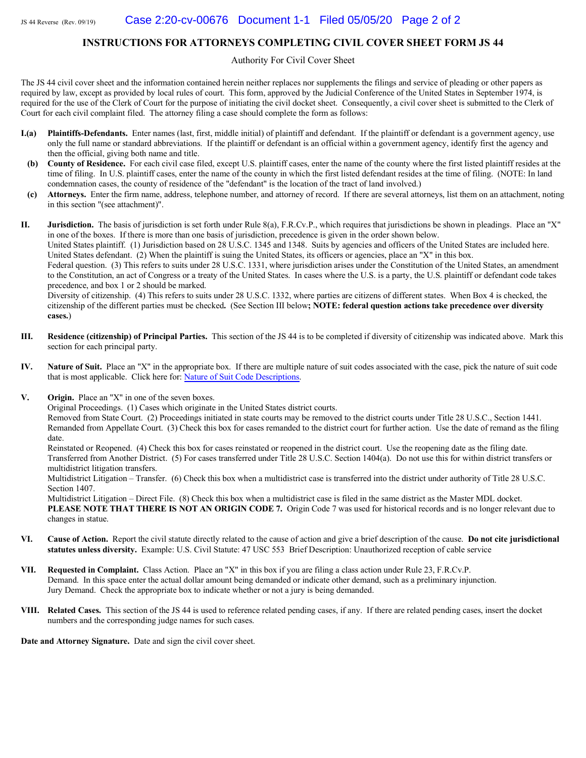# INSTRUCTIONS FOR ATTORNEYS COMPLETING CIVIL COVER SHEET FORM JS 44

Authority For Civil Cover Sheet

The JS 44 civil cover sheet and the information contained herein neither replaces nor supplements the filings and service of pleading or other papers as required by law, except as provided by local rules of court. This form, approved by the Judicial Conference of the United States in September 1974, is required for the use of the Clerk of Court for the purpose of initiating the civil docket sheet. Consequently, a civil cover sheet is submitted to the Clerk of Court for each civil complaint filed. The attorney filing a case should complete the form as follows:

**I.(a) Plaintiffs-Defendants.** Enter names (last, first, middle initial) of plaintiff and defendant. If the plaintiff or defendant is a government agency, use only the full name or standard abbreviations. If the plaintiff or defendant is an official within a government agency, identify first the agency and then the official, giving both name and title.

**(b) County of Residence.** For each civil case filed, except U.S. plaintiff cases, enter the name of the county where the first listed plaintiff resides at the time of filing. In U.S. plaintiff cases, enter the name of the county in which the first listed defendant resides at the time of filing. (NOTE: In land condemnation cases, the county of residence of the "defendant" is the location of the tract of land involved.)

**(c) Attorneys.** Enter the firm name, address, telephone number, and attorney of record. If there are several attorneys, list them on an attachment, noting in this section "(see attachment)".

**II. Jurisdiction.** The basis of jurisdiction is set forth under Rule 8(a), F.R.Cv.P., which requires that jurisdictions be shown in pleadings. Place an "X" in one of the boxes. If there is more than one basis of jurisdiction, precedence is given in the order shown below.
United States plaintiff. (1) Jurisdiction based on 28 U.S.C. 1345 and 1348. Suits by agencies and officers of the United States are included here.
United States defendant. (2) When the plaintiff is suing the United States, its officers or agencies, place an "X" in this box.
Federal question. (3) This refers to suits under 28 U.S.C. 1331, where jurisdiction arises under the Constitution of the United States, an amendment to the Constitution, an act of Congress or a treaty of the United States. In cases where the U.S. is a party, the U.S. plaintiff or defendant code takes precedence, and box 1 or 2 should be marked.
Diversity of citizenship. (4) This refers to suits under 28 U.S.C. 1332, where parties are citizens of different states. When Box 4 is checked, the citizenship of the different parties must be checked**.** (See Section III below**; NOTE: federal question actions take precedence over diversity cases.**)

**III. Residence (citizenship) of Principal Parties.** This section of the JS 44 is to be completed if diversity of citizenship was indicated above. Mark this section for each principal party.

**IV. Nature of Suit.** Place an "X" in the appropriate box. If there are multiple nature of suit codes associated with the case, pick the nature of suit code that is most applicable. Click here for: Nature of Suit Code Descriptions.

**V. Origin.** Place an "X" in one of the seven boxes.
Original Proceedings. (1) Cases which originate in the United States district courts.
Removed from State Court. (2) Proceedings initiated in state courts may be removed to the district courts under Title 28 U.S.C., Section 1441.
Remanded from Appellate Court. (3) Check this box for cases remanded to the district court for further action. Use the date of remand as the filing date.
Reinstated or Reopened. (4) Check this box for cases reinstated or reopened in the district court. Use the reopening date as the filing date.
Transferred from Another District. (5) For cases transferred under Title 28 U.S.C. Section 1404(a). Do not use this for within district transfers or multidistrict litigation transfers.
Multidistrict Litigation – Transfer. (6) Check this box when a multidistrict case is transferred into the district under authority of Title 28 U.S.C. Section 1407.
Multidistrict Litigation – Direct File. (8) Check this box when a multidistrict case is filed in the same district as the Master MDL docket.
**PLEASE NOTE THAT THERE IS NOT AN ORIGIN CODE 7.** Origin Code 7 was used for historical records and is no longer relevant due to changes in statue.

**VI. Cause of Action.** Report the civil statute directly related to the cause of action and give a brief description of the cause. **Do not cite jurisdictional statutes unless diversity.** Example: U.S. Civil Statute: 47 USC 553 Brief Description: Unauthorized reception of cable service

**VII. Requested in Complaint.** Class Action. Place an "X" in this box if you are filing a class action under Rule 23, F.R.Cv.P.
Demand. In this space enter the actual dollar amount being demanded or indicate other demand, such as a preliminary injunction.
Jury Demand. Check the appropriate box to indicate whether or not a jury is being demanded.

**VIII. Related Cases.** This section of the JS 44 is used to reference related pending cases, if any. If there are related pending cases, insert the docket numbers and the corresponding judge names for such cases.

**Date and Attorney Signature.** Date and sign the civil cover sheet.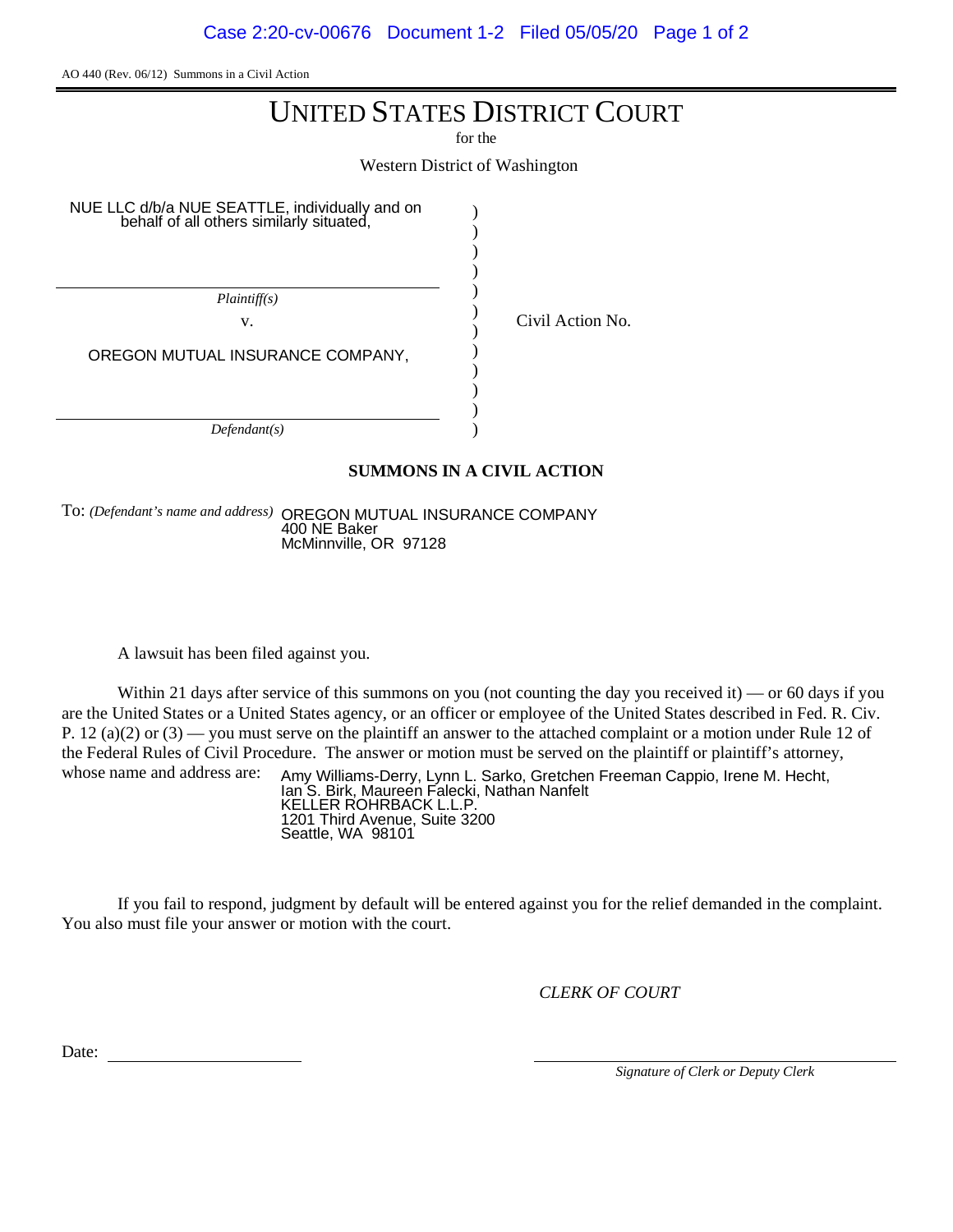AO 440 (Rev. 06/12) Summons in a Civil Action

# UNITED STATES DISTRICT COURT

for the

Western District of Washington

NUE LLC d/b/a NUE SEATTLE, individually and on behalf of all others similarly situated,

*Plaintiff(s)*

v.

OREGON MUTUAL INSURANCE COMPANY,

*Defendant(s)*

Civil Action No.

## SUMMONS IN A CIVIL ACTION

To: *(Defendant's name and address)* OREGON MUTUAL INSURANCE COMPANY
400 NE Baker
McMinnville, OR 97128

A lawsuit has been filed against you.

Within 21 days after service of this summons on you (not counting the day you received it) — or 60 days if you are the United States or a United States agency, or an officer or employee of the United States described in Fed. R. Civ. P. 12 (a)(2) or (3) — you must serve on the plaintiff an answer to the attached complaint or a motion under Rule 12 of the Federal Rules of Civil Procedure. The answer or motion must be served on the plaintiff or plaintiff's attorney, whose name and address are:

Amy Williams-Derry, Lynn L. Sarko, Gretchen Freeman Cappio, Irene M. Hecht,
Ian S. Birk, Maureen Falecki, Nathan Nanfelt
KELLER ROHRBACK L.L.P.
1201 Third Avenue, Suite 3200
Seattle, WA 98101

If you fail to respond, judgment by default will be entered against you for the relief demanded in the complaint. You also must file your answer or motion with the court.

*CLERK OF COURT*

Date: ____________________

____________________
*Signature of Clerk or Deputy Clerk*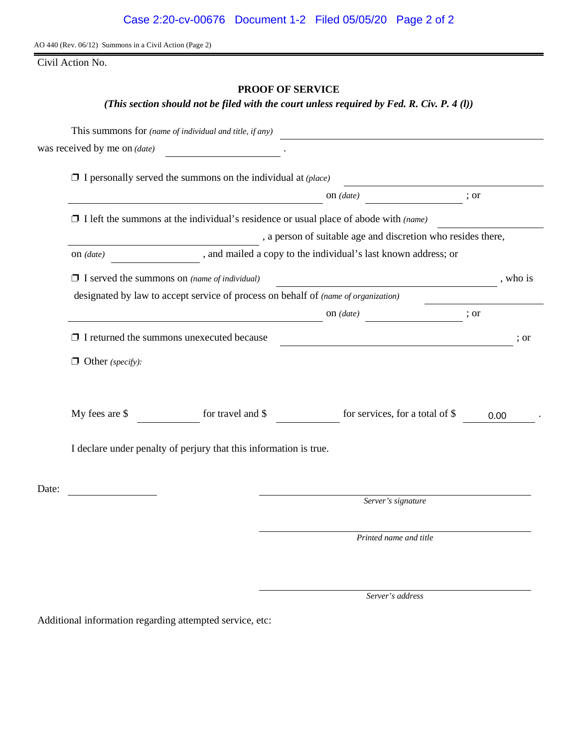AO 440 (Rev. 06/12) Summons in a Civil Action (Page 2)

Civil Action No.

## PROOF OF SERVICE

***(This section should not be filed with the court unless required by Fed. R. Civ. P. 4 (l))***

This summons for *(name of individual and title, if any)* ______________________________

was received by me on *(date)* ______________ .

❒ I personally served the summons on the individual at *(place)* ______________________________

______________________________ on *(date)* ______________ ; or

❒ I left the summons at the individual's residence or usual place of abode with *(name)* ______________

______________________________ , a person of suitable age and discretion who resides there,

on *(date)* ______________ , and mailed a copy to the individual's last known address; or

❒ I served the summons on *(name of individual)* ______________________________ , who is

designated by law to accept service of process on behalf of *(name of organization)* ______________

______________________________ on *(date)* ______________ ; or

❒ I returned the summons unexecuted because ______________________________ ; or

❒ Other *(specify)*:

My fees are $ __________ for travel and $ __________ for services, for a total of $ 0.00 .

I declare under penalty of perjury that this information is true.

Date: ______________

______________________________
*Server's signature*

______________________________
*Printed name and title*

______________________________
*Server's address*

Additional information regarding attempted service, etc: